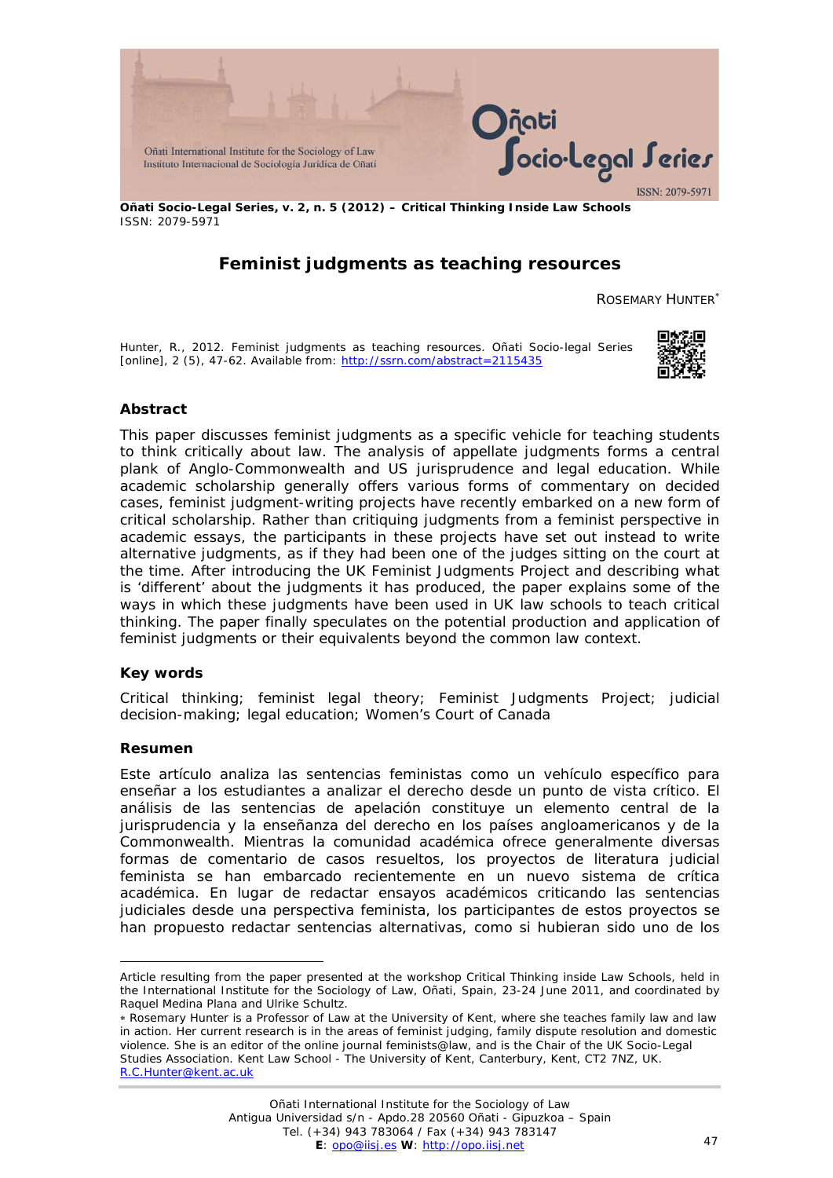**Oñati Socio-Legal Series, v. 2, n. 5 (2012) – Critical Thinking Inside Law Schools**
ISSN: 2079-5971

# Feminist judgments as teaching resources

ROSEMARY HUNTER[*]

Hunter, R., 2012. Feminist judgments as teaching resources. Oñati Socio-legal Series [online], 2 (5), 47-62. Available from: http://ssrn.com/abstract=2115435

### Abstract

This paper discusses feminist judgments as a specific vehicle for teaching students to think critically about law. The analysis of appellate judgments forms a central plank of Anglo-Commonwealth and US jurisprudence and legal education. While academic scholarship generally offers various forms of commentary on decided cases, feminist judgment-writing projects have recently embarked on a new form of critical scholarship. Rather than critiquing judgments from a feminist perspective in academic essays, the participants in these projects have set out instead to write alternative judgments, as if they had been one of the judges sitting on the court at the time. After introducing the UK Feminist Judgments Project and describing what is 'different' about the judgments it has produced, the paper explains some of the ways in which these judgments have been used in UK law schools to teach critical thinking. The paper finally speculates on the potential production and application of feminist judgments or their equivalents beyond the common law context.

### Key words

Critical thinking; feminist legal theory; Feminist Judgments Project; judicial decision-making; legal education; Women's Court of Canada

### Resumen

Este artículo analiza las sentencias feministas como un vehículo específico para enseñar a los estudiantes a analizar el derecho desde un punto de vista crítico. El análisis de las sentencias de apelación constituye un elemento central de la jurisprudencia y la enseñanza del derecho en los países angloamericanos y de la Commonwealth. Mientras la comunidad académica ofrece generalmente diversas formas de comentario de casos resueltos, los proyectos de literatura judicial feminista se han embarcado recientemente en un nuevo sistema de crítica académica. En lugar de redactar ensayos académicos criticando las sentencias judiciales desde una perspectiva feminista, los participantes de estos proyectos se han propuesto redactar sentencias alternativas, como si hubieran sido uno de los

---

Article resulting from the paper presented at the workshop Critical Thinking inside Law Schools, held in the International Institute for the Sociology of Law, Oñati, Spain, 23-24 June 2011, and coordinated by Raquel Medina Plana and Ulrike Schultz.

[*] Rosemary Hunter is a Professor of Law at the University of Kent, where she teaches family law and law in action. Her current research is in the areas of feminist judging, family dispute resolution and domestic violence. She is an editor of the online journal feminists@law, and is the Chair of the UK Socio-Legal Studies Association. Kent Law School - The University of Kent, Canterbury, Kent, CT2 7NZ, UK. R.C.Hunter@kent.ac.uk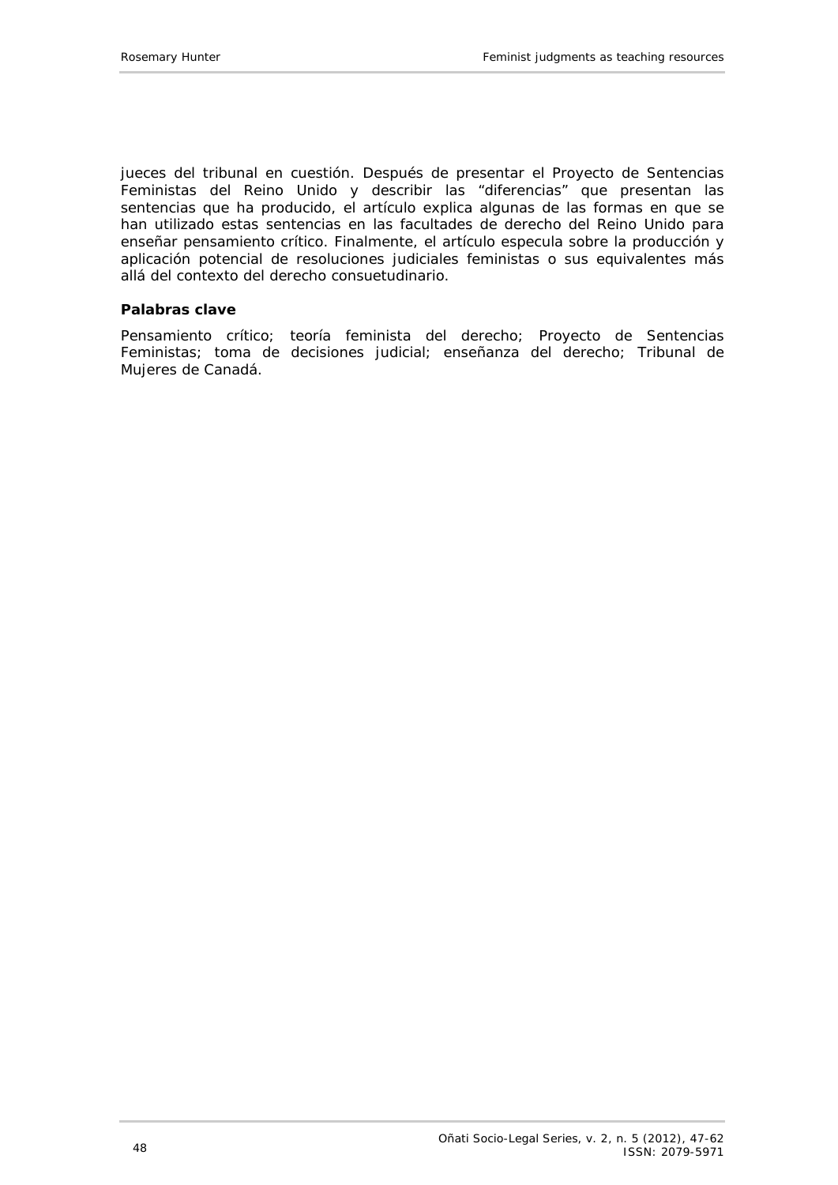jueces del tribunal en cuestión. Después de presentar el Proyecto de Sentencias Feministas del Reino Unido y describir las "diferencias" que presentan las sentencias que ha producido, el artículo explica algunas de las formas en que se han utilizado estas sentencias en las facultades de derecho del Reino Unido para enseñar pensamiento crítico. Finalmente, el artículo especula sobre la producción y aplicación potencial de resoluciones judiciales feministas o sus equivalentes más allá del contexto del derecho consuetudinario.

### Palabras clave

Pensamiento crítico; teoría feminista del derecho; Proyecto de Sentencias Feministas; toma de decisiones judicial; enseñanza del derecho; Tribunal de Mujeres de Canadá.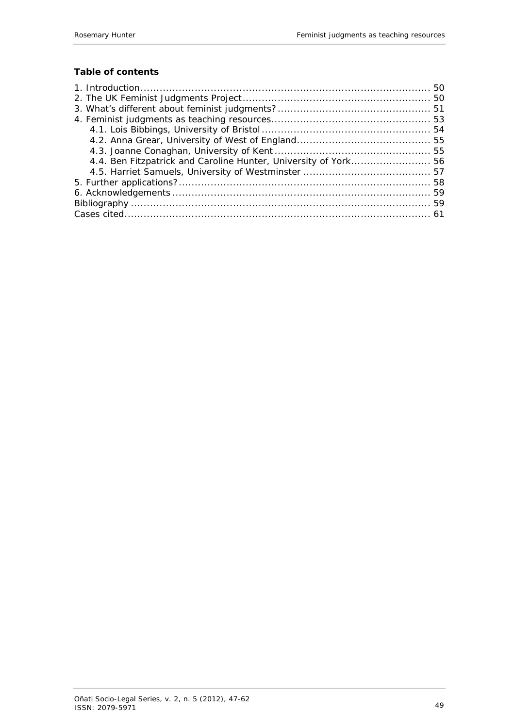**Table of contents**

1. Introduction ........................................................................................ 50
2. The UK Feminist Judgments Project ........................................................ 50
3. What's different about feminist judgments? ............................................. 51
4. Feminist judgments as teaching resources ................................................ 53
    4.1. Lois Bibbings, University of Bristol .................................................. 54
    4.2. Anna Grear, University of West of England ........................................ 55
    4.3. Joanne Conaghan, University of Kent ............................................... 55
    4.4. Ben Fitzpatrick and Caroline Hunter, University of York ........................ 56
    4.5. Harriet Samuels, University of Westminster ....................................... 57
5. Further applications? ............................................................................ 58
6. Acknowledgements ............................................................................... 59

Bibliography ........................................................................................... 59

Cases cited ............................................................................................. 61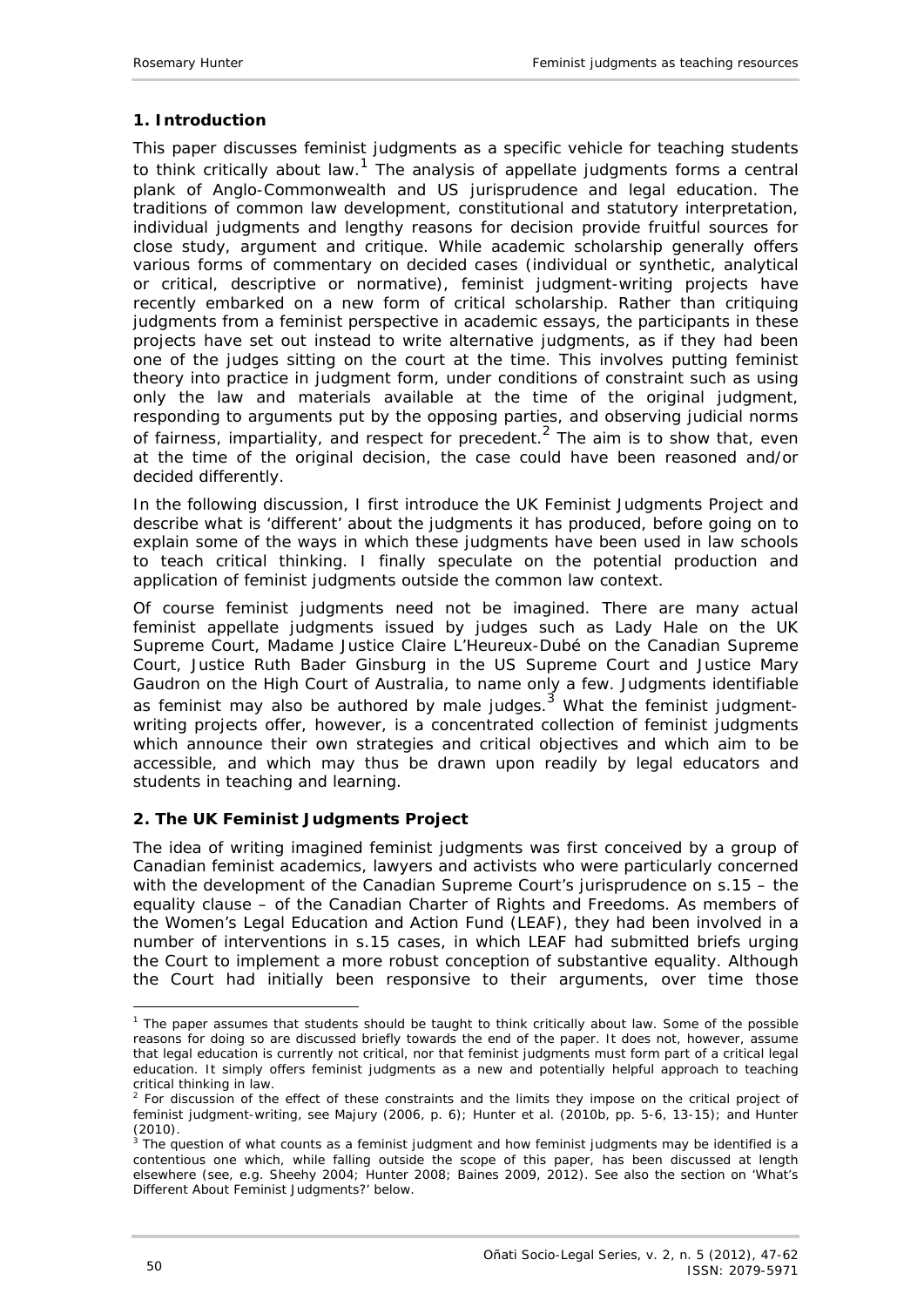## 1. Introduction

This paper discusses feminist judgments as a specific vehicle for teaching students to think critically about law.[1] The analysis of appellate judgments forms a central plank of Anglo-Commonwealth and US jurisprudence and legal education. The traditions of common law development, constitutional and statutory interpretation, individual judgments and lengthy reasons for decision provide fruitful sources for close study, argument and critique. While academic scholarship generally offers various forms of commentary on decided cases (individual or synthetic, analytical or critical, descriptive or normative), feminist judgment-writing projects have recently embarked on a new form of critical scholarship. Rather than critiquing judgments from a feminist perspective in academic essays, the participants in these projects have set out instead to write alternative judgments, as if they had been one of the judges sitting on the court at the time. This involves putting feminist theory into practice in judgment form, under conditions of constraint such as using only the law and materials available at the time of the original judgment, responding to arguments put by the opposing parties, and observing judicial norms of fairness, impartiality, and respect for precedent.[2] The aim is to show that, even at the time of the original decision, the case could have been reasoned and/or decided differently.

In the following discussion, I first introduce the UK Feminist Judgments Project and describe what is 'different' about the judgments it has produced, before going on to explain some of the ways in which these judgments have been used in law schools to teach critical thinking. I finally speculate on the potential production and application of feminist judgments outside the common law context.

Of course feminist judgments need not be imagined. There are many actual feminist appellate judgments issued by judges such as Lady Hale on the UK Supreme Court, Madame Justice Claire L'Heureux-Dubé on the Canadian Supreme Court, Justice Ruth Bader Ginsburg in the US Supreme Court and Justice Mary Gaudron on the High Court of Australia, to name only a few. Judgments identifiable as feminist may also be authored by male judges.[3] What the feminist judgment-writing projects offer, however, is a concentrated collection of feminist judgments which announce their own strategies and critical objectives and which aim to be accessible, and which may thus be drawn upon readily by legal educators and students in teaching and learning.

## 2. The UK Feminist Judgments Project

The idea of writing imagined feminist judgments was first conceived by a group of Canadian feminist academics, lawyers and activists who were particularly concerned with the development of the Canadian Supreme Court's jurisprudence on s.15 – the equality clause – of the Canadian Charter of Rights and Freedoms. As members of the Women's Legal Education and Action Fund (LEAF), they had been involved in a number of interventions in s.15 cases, in which LEAF had submitted briefs urging the Court to implement a more robust conception of substantive equality. Although the Court had initially been responsive to their arguments, over time those

---

[1] The paper assumes that students should be taught to think critically about law. Some of the possible reasons for doing so are discussed briefly towards the end of the paper. It does not, however, assume that legal education is currently not critical, nor that feminist judgments must form part of a critical legal education. It simply offers feminist judgments as a new and potentially helpful approach to teaching critical thinking in law.

[2] For discussion of the effect of these constraints and the limits they impose on the critical project of feminist judgment-writing, see Majury (2006, p. 6); Hunter et al. (2010b, pp. 5-6, 13-15); and Hunter (2010).

[3] The question of what counts as a feminist judgment and how feminist judgments may be identified is a contentious one which, while falling outside the scope of this paper, has been discussed at length elsewhere (see, e.g. Sheehy 2004; Hunter 2008; Baines 2009, 2012). See also the section on 'What's Different About Feminist Judgments?' below.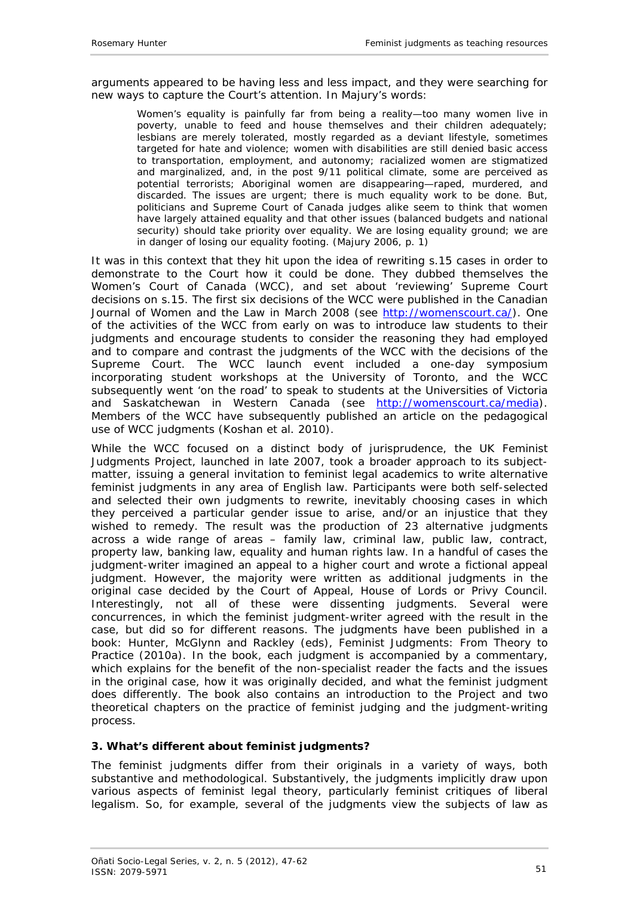arguments appeared to be having less and less impact, and they were searching for new ways to capture the Court's attention. In Majury's words:

> Women's equality is painfully far from being a reality—too many women live in poverty, unable to feed and house themselves and their children adequately; lesbians are merely tolerated, mostly regarded as a deviant lifestyle, sometimes targeted for hate and violence; women with disabilities are still denied basic access to transportation, employment, and autonomy; racialized women are stigmatized and marginalized, and, in the post 9/11 political climate, some are perceived as potential terrorists; Aboriginal women are disappearing—raped, murdered, and discarded. The issues are urgent; there is much equality work to be done. But, politicians and Supreme Court of Canada judges alike seem to think that women have largely attained equality and that other issues (balanced budgets and national security) should take priority over equality. We are losing equality ground; we are in danger of losing our equality footing. (Majury 2006, p. 1)

It was in this context that they hit upon the idea of rewriting s.15 cases in order to demonstrate to the Court how it could be done. They dubbed themselves the Women's Court of Canada (WCC), and set about 'reviewing' Supreme Court decisions on s.15. The first six decisions of the WCC were published in the Canadian Journal of Women and the Law in March 2008 (see http://womenscourt.ca/). One of the activities of the WCC from early on was to introduce law students to their judgments and encourage students to consider the reasoning they had employed and to compare and contrast the judgments of the WCC with the decisions of the Supreme Court. The WCC launch event included a one-day symposium incorporating student workshops at the University of Toronto, and the WCC subsequently went 'on the road' to speak to students at the Universities of Victoria and Saskatchewan in Western Canada (see http://womenscourt.ca/media). Members of the WCC have subsequently published an article on the pedagogical use of WCC judgments (Koshan et al. 2010).

While the WCC focused on a distinct body of jurisprudence, the UK Feminist Judgments Project, launched in late 2007, took a broader approach to its subject-matter, issuing a general invitation to feminist legal academics to write alternative feminist judgments in any area of English law. Participants were both self-selected and selected their own judgments to rewrite, inevitably choosing cases in which they perceived a particular gender issue to arise, and/or an injustice that they wished to remedy. The result was the production of 23 alternative judgments across a wide range of areas – family law, criminal law, public law, contract, property law, banking law, equality and human rights law. In a handful of cases the judgment-writer imagined an appeal to a higher court and wrote a fictional appeal judgment. However, the majority were written as additional judgments in the original case decided by the Court of Appeal, House of Lords or Privy Council. Interestingly, not all of these were dissenting judgments. Several were concurrences, in which the feminist judgment-writer agreed with the result in the case, but did so for different reasons. The judgments have been published in a book: Hunter, McGlynn and Rackley (eds), *Feminist Judgments: From Theory to Practice* (2010a). In the book, each judgment is accompanied by a commentary, which explains for the benefit of the non-specialist reader the facts and the issues in the original case, how it was originally decided, and what the feminist judgment does differently. The book also contains an introduction to the Project and two theoretical chapters on the practice of feminist judging and the judgment-writing process.

### 3. What's different about feminist judgments?

The feminist judgments differ from their originals in a variety of ways, both substantive and methodological. Substantively, the judgments implicitly draw upon various aspects of feminist legal theory, particularly feminist critiques of liberal legalism. So, for example, several of the judgments view the subjects of law as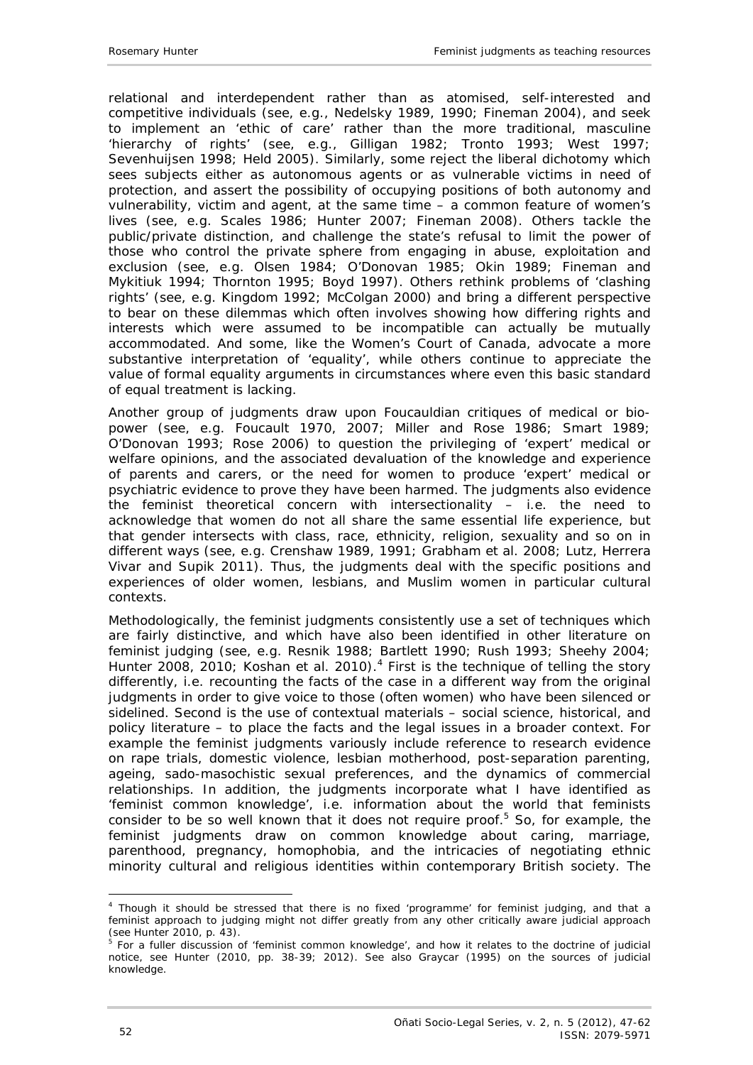relational and interdependent rather than as atomised, self-interested and competitive individuals (see, e.g., Nedelsky 1989, 1990; Fineman 2004), and seek to implement an 'ethic of care' rather than the more traditional, masculine 'hierarchy of rights' (see, e.g., Gilligan 1982; Tronto 1993; West 1997; Sevenhuijsen 1998; Held 2005). Similarly, some reject the liberal dichotomy which sees subjects either as autonomous agents or as vulnerable victims in need of protection, and assert the possibility of occupying positions of both autonomy and vulnerability, victim and agent, at the same time – a common feature of women's lives (see, e.g. Scales 1986; Hunter 2007; Fineman 2008). Others tackle the public/private distinction, and challenge the state's refusal to limit the power of those who control the private sphere from engaging in abuse, exploitation and exclusion (see, e.g. Olsen 1984; O'Donovan 1985; Okin 1989; Fineman and Mykitiuk 1994; Thornton 1995; Boyd 1997). Others rethink problems of 'clashing rights' (see, e.g. Kingdom 1992; McColgan 2000) and bring a different perspective to bear on these dilemmas which often involves showing how differing rights and interests which were assumed to be incompatible can actually be mutually accommodated. And some, like the Women's Court of Canada, advocate a more substantive interpretation of 'equality', while others continue to appreciate the value of formal equality arguments in circumstances where even this basic standard of equal treatment is lacking.

Another group of judgments draw upon Foucauldian critiques of medical or bio-power (see, e.g. Foucault 1970, 2007; Miller and Rose 1986; Smart 1989; O'Donovan 1993; Rose 2006) to question the privileging of 'expert' medical or welfare opinions, and the associated devaluation of the knowledge and experience of parents and carers, or the need for women to produce 'expert' medical or psychiatric evidence to prove they have been harmed. The judgments also evidence the feminist theoretical concern with intersectionality – i.e. the need to acknowledge that women do not all share the same essential life experience, but that gender intersects with class, race, ethnicity, religion, sexuality and so on in different ways (see, e.g. Crenshaw 1989, 1991; Grabham et al. 2008; Lutz, Herrera Vivar and Supik 2011). Thus, the judgments deal with the specific positions and experiences of older women, lesbians, and Muslim women in particular cultural contexts.

Methodologically, the feminist judgments consistently use a set of techniques which are fairly distinctive, and which have also been identified in other literature on feminist judging (see, e.g. Resnik 1988; Bartlett 1990; Rush 1993; Sheehy 2004; Hunter 2008, 2010; Koshan et al. 2010).[4] First is the technique of telling the story differently, i.e. recounting the facts of the case in a different way from the original judgments in order to give voice to those (often women) who have been silenced or sidelined. Second is the use of contextual materials – social science, historical, and policy literature – to place the facts and the legal issues in a broader context. For example the feminist judgments variously include reference to research evidence on rape trials, domestic violence, lesbian motherhood, post-separation parenting, ageing, sado-masochistic sexual preferences, and the dynamics of commercial relationships. In addition, the judgments incorporate what I have identified as 'feminist common knowledge', i.e. information about the world that feminists consider to be so well known that it does not require proof.[5] So, for example, the feminist judgments draw on common knowledge about caring, marriage, parenthood, pregnancy, homophobia, and the intricacies of negotiating ethnic minority cultural and religious identities within contemporary British society. The

---

[4] Though it should be stressed that there is no fixed 'programme' for feminist judging, and that a feminist approach to judging might not differ greatly from any other critically aware judicial approach (see Hunter 2010, p. 43).

[5] For a fuller discussion of 'feminist common knowledge', and how it relates to the doctrine of judicial notice, see Hunter (2010, pp. 38-39; 2012). See also Graycar (1995) on the sources of judicial knowledge.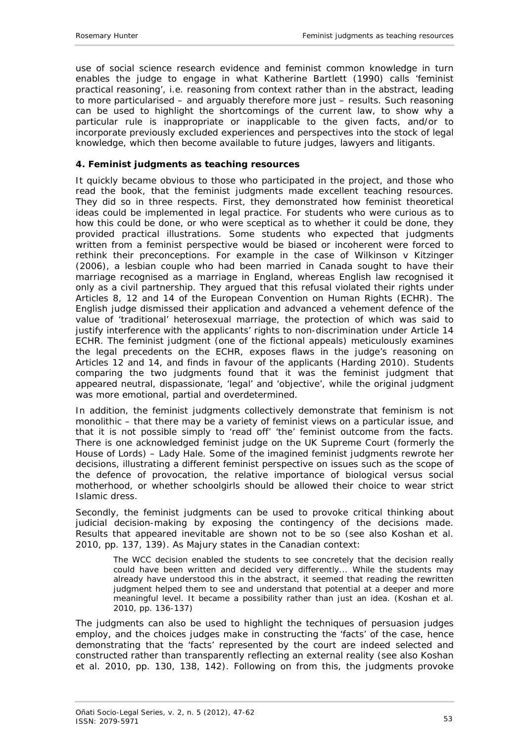use of social science research evidence and feminist common knowledge in turn enables the judge to engage in what Katherine Bartlett (1990) calls 'feminist practical reasoning', i.e. reasoning from context rather than in the abstract, leading to more particularised – and arguably therefore more just – results. Such reasoning can be used to highlight the shortcomings of the current law, to show why a particular rule is inappropriate or inapplicable to the given facts, and/or to incorporate previously excluded experiences and perspectives into the stock of legal knowledge, which then become available to future judges, lawyers and litigants.

### 4. Feminist judgments as teaching resources

It quickly became obvious to those who participated in the project, and those who read the book, that the feminist judgments made excellent teaching resources. They did so in three respects. First, they demonstrated how feminist theoretical ideas could be implemented in legal practice. For students who were curious as to how this could be done, or who were sceptical as to whether it could be done, they provided practical illustrations. Some students who expected that judgments written from a feminist perspective would be biased or incoherent were forced to rethink their preconceptions. For example in the case of *Wilkinson v Kitzinger* (2006), a lesbian couple who had been married in Canada sought to have their marriage recognised as a marriage in England, whereas English law recognised it only as a civil partnership. They argued that this refusal violated their rights under Articles 8, 12 and 14 of the European Convention on Human Rights (ECHR). The English judge dismissed their application and advanced a vehement defence of the value of 'traditional' heterosexual marriage, the protection of which was said to justify interference with the applicants' rights to non-discrimination under Article 14 ECHR. The feminist judgment (one of the fictional appeals) meticulously examines the legal precedents on the ECHR, exposes flaws in the judge's reasoning on Articles 12 and 14, and finds in favour of the applicants (Harding 2010). Students comparing the two judgments found that it was the feminist judgment that appeared neutral, dispassionate, 'legal' and 'objective', while the original judgment was more emotional, partial and overdetermined.

In addition, the feminist judgments collectively demonstrate that feminism is not monolithic – that there may be a variety of feminist views on a particular issue, and that it is not possible simply to 'read off' 'the' feminist outcome from the facts. There is one acknowledged feminist judge on the UK Supreme Court (formerly the House of Lords) – Lady Hale. Some of the imagined feminist judgments rewrote her decisions, illustrating a different feminist perspective on issues such as the scope of the defence of provocation, the relative importance of biological versus social motherhood, or whether schoolgirls should be allowed their choice to wear strict Islamic dress.

Secondly, the feminist judgments can be used to provoke critical thinking about judicial decision-making by exposing the contingency of the decisions made. Results that appeared inevitable are shown not to be so (see also Koshan et al. 2010, pp. 137, 139). As Majury states in the Canadian context:

> The WCC decision enabled the students to see concretely that the decision really could have been written and decided very differently... While the students may already have understood this in the abstract, it seemed that reading the rewritten judgment helped them to see and understand that potential at a deeper and more meaningful level. It became a possibility rather than just an idea. (Koshan et al. 2010, pp. 136-137)

The judgments can also be used to highlight the techniques of persuasion judges employ, and the choices judges make in constructing the 'facts' of the case, hence demonstrating that the 'facts' represented by the court are indeed selected and constructed rather than transparently reflecting an external reality (see also Koshan et al. 2010, pp. 130, 138, 142). Following on from this, the judgments provoke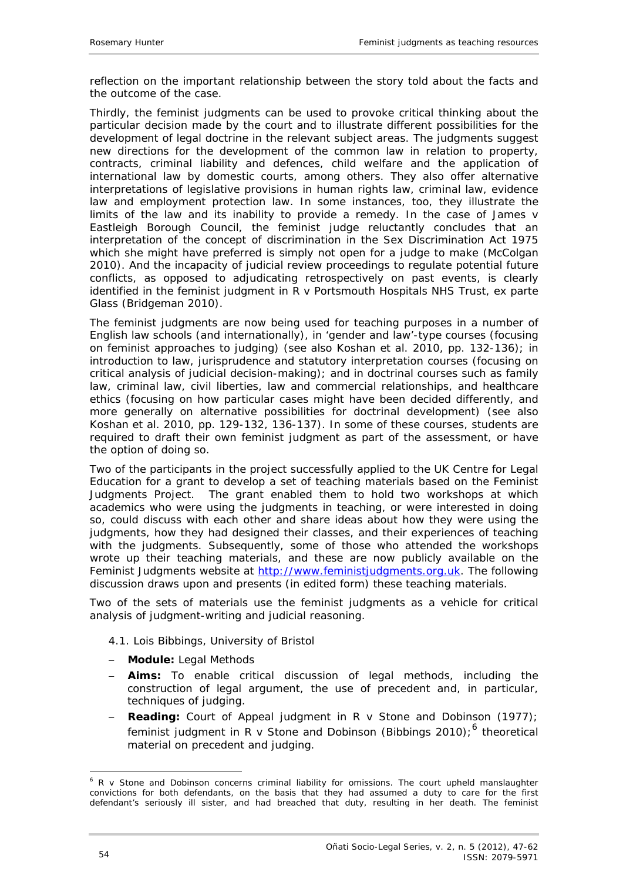reflection on the important relationship between the story told about the facts and the outcome of the case.

Thirdly, the feminist judgments can be used to provoke critical thinking about the particular decision made by the court and to illustrate different possibilities for the development of legal doctrine in the relevant subject areas. The judgments suggest new directions for the development of the common law in relation to property, contracts, criminal liability and defences, child welfare and the application of international law by domestic courts, among others. They also offer alternative interpretations of legislative provisions in human rights law, criminal law, evidence law and employment protection law. In some instances, too, they illustrate the limits of the law and its inability to provide a remedy. In the case of *James v Eastleigh Borough Council*, the feminist judge reluctantly concludes that an interpretation of the concept of discrimination in the Sex Discrimination Act 1975 which she might have preferred is simply not open for a judge to make (McColgan 2010). And the incapacity of judicial review proceedings to regulate potential future conflicts, as opposed to adjudicating retrospectively on past events, is clearly identified in the feminist judgment in *R v Portsmouth Hospitals NHS Trust, ex parte Glass* (Bridgeman 2010).

The feminist judgments are now being used for teaching purposes in a number of English law schools (and internationally), in 'gender and law'-type courses (focusing on feminist approaches to judging) (see also Koshan et al. 2010, pp. 132-136); in introduction to law, jurisprudence and statutory interpretation courses (focusing on critical analysis of judicial decision-making); and in doctrinal courses such as family law, criminal law, civil liberties, law and commercial relationships, and healthcare ethics (focusing on how particular cases might have been decided differently, and more generally on alternative possibilities for doctrinal development) (see also Koshan et al. 2010, pp. 129-132, 136-137). In some of these courses, students are required to draft their own feminist judgment as part of the assessment, or have the option of doing so.

Two of the participants in the project successfully applied to the UK Centre for Legal Education for a grant to develop a set of teaching materials based on the Feminist Judgments Project. The grant enabled them to hold two workshops at which academics who were using the judgments in teaching, or were interested in doing so, could discuss with each other and share ideas about how they were using the judgments, how they had designed their classes, and their experiences of teaching with the judgments. Subsequently, some of those who attended the workshops wrote up their teaching materials, and these are now publicly available on the Feminist Judgments website at http://www.feministjudgments.org.uk. The following discussion draws upon and presents (in edited form) these teaching materials.

Two of the sets of materials use the feminist judgments as a vehicle for critical analysis of judgment-writing and judicial reasoning.

### 4.1. Lois Bibbings, University of Bristol

- **Module:** Legal Methods
- **Aims:** To enable critical discussion of legal methods, including the construction of legal argument, the use of precedent and, in particular, techniques of judging.
- **Reading:** Court of Appeal judgment in *R v Stone and Dobinson* (1977); feminist judgment in *R v Stone and Dobinson* (Bibbings 2010);[6] theoretical material on precedent and judging.

---

[6] *R v Stone and Dobinson* concerns criminal liability for omissions. The court upheld manslaughter convictions for both defendants, on the basis that they had assumed a duty to care for the first defendant's seriously ill sister, and had breached that duty, resulting in her death. The feminist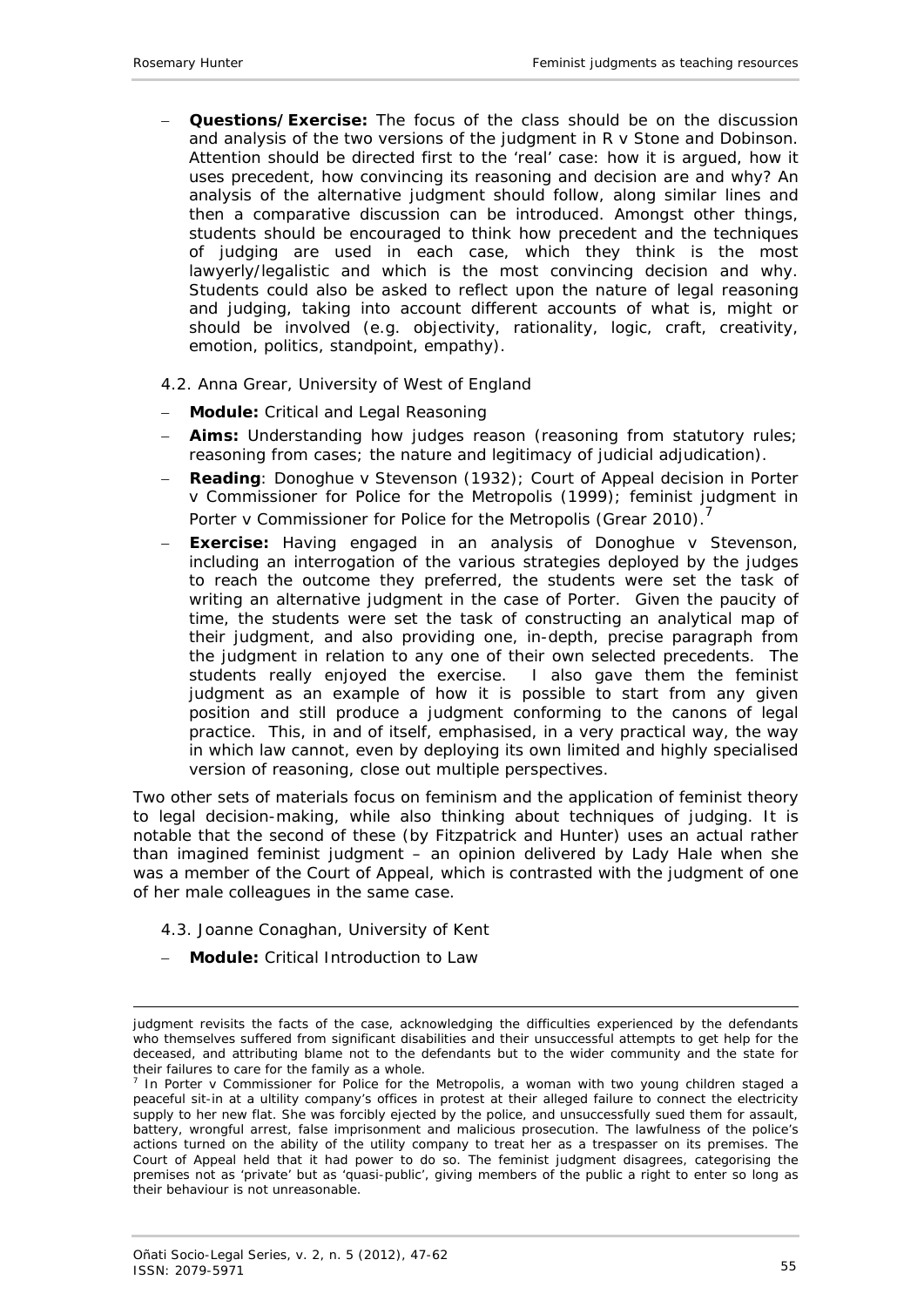- **Questions/Exercise:** The focus of the class should be on the discussion and analysis of the two versions of the judgment in *R v Stone and Dobinson*. Attention should be directed first to the 'real' case: how it is argued, how it uses precedent, how convincing its reasoning and decision are and why? An analysis of the alternative judgment should follow, along similar lines and then a comparative discussion can be introduced. Amongst other things, students should be encouraged to think how precedent and the techniques of judging are used in each case, which they think is the most lawyerly/legalistic and which is the most convincing decision and why. Students could also be asked to reflect upon the nature of legal reasoning and judging, taking into account different accounts of what is, might or should be involved (e.g. objectivity, rationality, logic, craft, creativity, emotion, politics, standpoint, empathy).

4.2. Anna Grear, University of West of England

- **Module:** Critical and Legal Reasoning
- **Aims:** Understanding how judges reason (reasoning from statutory rules; reasoning from cases; the nature and legitimacy of judicial adjudication).
- **Reading**: *Donoghue v Stevenson* (1932); Court of Appeal decision in *Porter v Commissioner for Police for the Metropolis* (1999); feminist judgment in *Porter v Commissioner for Police for the Metropolis* (Grear 2010).[7]
- **Exercise:** Having engaged in an analysis of *Donoghue v Stevenson*, including an interrogation of the various strategies deployed by the judges to reach the outcome they preferred, the students were set the task of writing an alternative judgment in the case of *Porter*. Given the paucity of time, the students were set the task of constructing an analytical map of their judgment, and also providing one, in-depth, precise paragraph from the judgment in relation to any one of their own selected precedents. The students really enjoyed the exercise. I also gave them the feminist judgment as an example of how it is possible to start from any given position and still produce a judgment conforming to the canons of legal practice. This, in and of itself, emphasised, in a very practical way, the way in which law cannot, even by deploying its own limited and highly specialised version of reasoning, close out multiple perspectives.

Two other sets of materials focus on feminism and the application of feminist theory to legal decision-making, while also thinking about techniques of judging. It is notable that the second of these (by Fitzpatrick and Hunter) uses an actual rather than imagined feminist judgment – an opinion delivered by Lady Hale when she was a member of the Court of Appeal, which is contrasted with the judgment of one of her male colleagues in the same case.

4.3. Joanne Conaghan, University of Kent

- **Module:** Critical Introduction to Law

---

judgment revisits the facts of the case, acknowledging the difficulties experienced by the defendants who themselves suffered from significant disabilities and their unsuccessful attempts to get help for the deceased, and attributing blame not to the defendants but to the wider community and the state for their failures to care for the family as a whole.

[7] In *Porter v Commissioner for Police for the Metropolis*, a woman with two young children staged a peaceful sit-in at a ultility company's offices in protest at their alleged failure to connect the electricity supply to her new flat. She was forcibly ejected by the police, and unsuccessfully sued them for assault, battery, wrongful arrest, false imprisonment and malicious prosecution. The lawfulness of the police's actions turned on the ability of the utility company to treat her as a trespasser on its premises. The Court of Appeal held that it had power to do so. The feminist judgment disagrees, categorising the premises not as 'private' but as 'quasi-public', giving members of the public a right to enter so long as their behaviour is not unreasonable.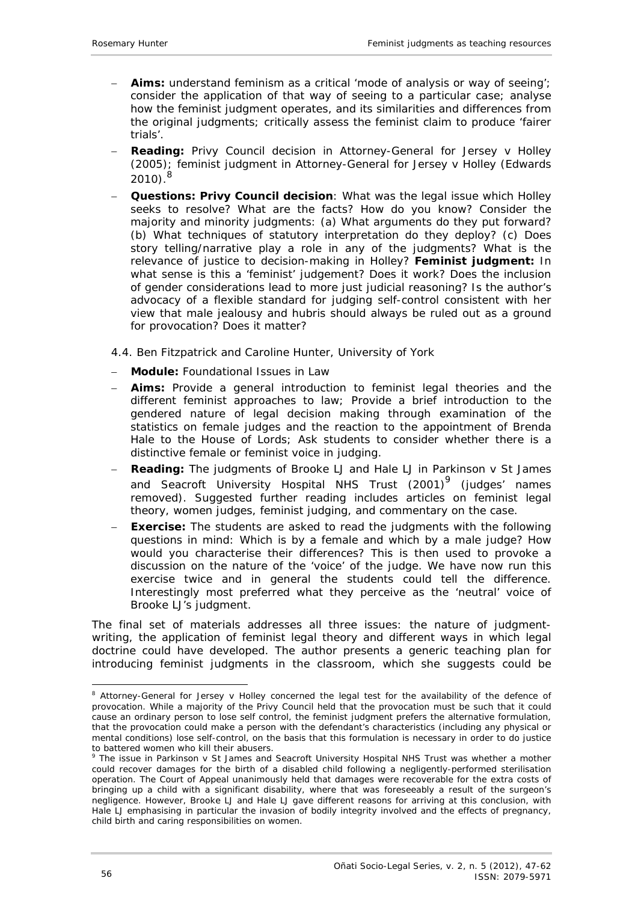- **Aims:** understand feminism as a critical 'mode of analysis or way of seeing'; consider the application of that way of seeing to a particular case; analyse how the feminist judgment operates, and its similarities and differences from the original judgments; critically assess the feminist claim to produce 'fairer trials'.
- **Reading:** Privy Council decision in *Attorney-General for Jersey v Holley* (2005); feminist judgment in *Attorney-General for Jersey v Holley* (Edwards 2010).[8]
- **Questions: Privy Council decision**: What was the legal issue which Holley seeks to resolve? What are the facts? How do you know? Consider the majority and minority judgments: (a) What arguments do they put forward? (b) What techniques of statutory interpretation do they deploy? (c) Does story telling/narrative play a role in any of the judgments? What is the relevance of justice to decision-making in Holley? **Feminist judgment:** In what sense is this a 'feminist' judgement? Does it work? Does the inclusion of gender considerations lead to more just judicial reasoning? Is the author's advocacy of a flexible standard for judging self-control consistent with her view that male jealousy and hubris should always be ruled out as a ground for provocation? Does it matter?

4.4. Ben Fitzpatrick and Caroline Hunter, University of York

- **Module:** Foundational Issues in Law
- **Aims:** Provide a general introduction to feminist legal theories and the different feminist approaches to law; Provide a brief introduction to the gendered nature of legal decision making through examination of the statistics on female judges and the reaction to the appointment of Brenda Hale to the House of Lords; Ask students to consider whether there is a distinctive female or feminist voice in judging.
- **Reading:** The judgments of Brooke LJ and Hale LJ in *Parkinson v St James and Seacroft University Hospital NHS Trust* (2001)[9] (judges' names removed). Suggested further reading includes articles on feminist legal theory, women judges, feminist judging, and commentary on the case.
- **Exercise:** The students are asked to read the judgments with the following questions in mind: Which is by a female and which by a male judge? How would you characterise their differences? This is then used to provoke a discussion on the nature of the 'voice' of the judge. We have now run this exercise twice and in general the students could tell the difference. Interestingly most preferred what they perceive as the 'neutral' voice of Brooke LJ's judgment.

The final set of materials addresses all three issues: the nature of judgment-writing, the application of feminist legal theory and different ways in which legal doctrine could have developed. The author presents a generic teaching plan for introducing feminist judgments in the classroom, which she suggests could be

[8] *Attorney-General for Jersey v Holley* concerned the legal test for the availability of the defence of provocation. While a majority of the Privy Council held that the provocation must be such that it could cause an ordinary person to lose self control, the feminist judgment prefers the alternative formulation, that the provocation could make a person with the defendant's characteristics (including any physical or mental conditions) lose self-control, on the basis that this formulation is necessary in order to do justice to battered women who kill their abusers.

[9] The issue in *Parkinson v St James and Seacroft University Hospital NHS Trust* was whether a mother could recover damages for the birth of a disabled child following a negligently-performed sterilisation operation. The Court of Appeal unanimously held that damages were recoverable for the extra costs of bringing up a child with a significant disability, where that was foreseeably a result of the surgeon's negligence. However, Brooke LJ and Hale LJ gave different reasons for arriving at this conclusion, with Hale LJ emphasising in particular the invasion of bodily integrity involved and the effects of pregnancy, child birth and caring responsibilities on women.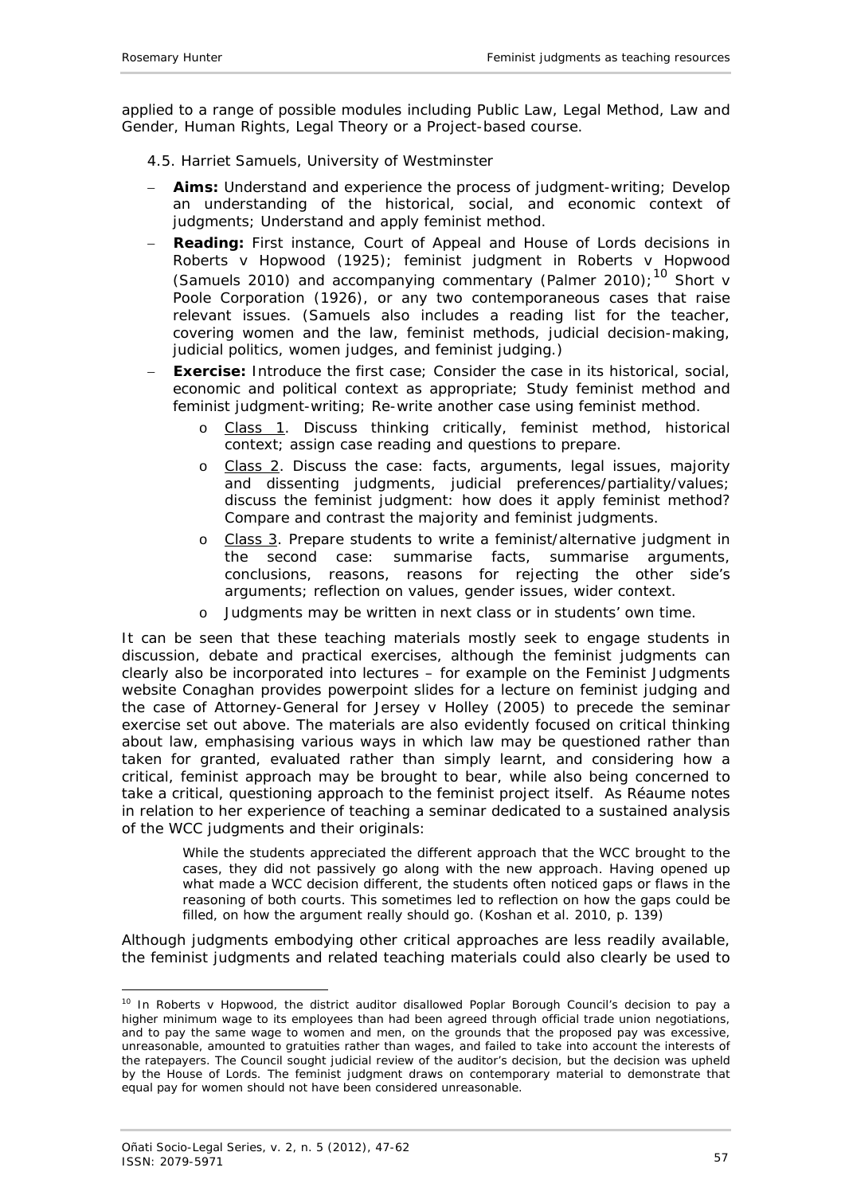applied to a range of possible modules including Public Law, Legal Method, Law and Gender, Human Rights, Legal Theory or a Project-based course.

4.5. Harriet Samuels, University of Westminster

- **Aims:** Understand and experience the process of judgment-writing; Develop an understanding of the historical, social, and economic context of judgments; Understand and apply feminist method.
- **Reading:** First instance, Court of Appeal and House of Lords decisions in *Roberts v Hopwood* (1925); feminist judgment in *Roberts v Hopwood* (Samuels 2010) and accompanying commentary (Palmer 2010);[10] *Short v Poole Corporation* (1926), or any two contemporaneous cases that raise relevant issues. (Samuels also includes a reading list for the teacher, covering women and the law, feminist methods, judicial decision-making, judicial politics, women judges, and feminist judging.)
- **Exercise:** Introduce the first case; Consider the case in its historical, social, economic and political context as appropriate; Study feminist method and feminist judgment-writing; Re-write another case using feminist method.
  - Class 1. Discuss thinking critically, feminist method, historical context; assign case reading and questions to prepare.
  - Class 2. Discuss the case: facts, arguments, legal issues, majority and dissenting judgments, judicial preferences/partiality/values; discuss the feminist judgment: how does it apply feminist method? Compare and contrast the majority and feminist judgments.
  - Class 3. Prepare students to write a feminist/alternative judgment in the second case: summarise facts, summarise arguments, conclusions, reasons, reasons for rejecting the other side's arguments; reflection on values, gender issues, wider context.
  - Judgments may be written in next class or in students' own time.

It can be seen that these teaching materials mostly seek to engage students in discussion, debate and practical exercises, although the feminist judgments can clearly also be incorporated into lectures – for example on the Feminist Judgments website Conaghan provides powerpoint slides for a lecture on feminist judging and the case of *Attorney-General for Jersey v Holley* (2005) to precede the seminar exercise set out above. The materials are also evidently focused on critical thinking about law, emphasising various ways in which law may be questioned rather than taken for granted, evaluated rather than simply learnt, and considering how a critical, feminist approach may be brought to bear, while also being concerned to take a critical, questioning approach to the feminist project itself. As Réaume notes in relation to her experience of teaching a seminar dedicated to a sustained analysis of the WCC judgments and their originals:

> While the students appreciated the different approach that the WCC brought to the cases, they did not passively go along with the new approach. Having opened up what made a WCC decision different, the students often noticed gaps or flaws in the reasoning of both courts. This sometimes led to reflection on how the gaps could be filled, on how the argument really should go. (Koshan et al. 2010, p. 139)

Although judgments embodying other critical approaches are less readily available, the feminist judgments and related teaching materials could also clearly be used to

---

[10] In *Roberts v Hopwood*, the district auditor disallowed Poplar Borough Council's decision to pay a higher minimum wage to its employees than had been agreed through official trade union negotiations, and to pay the same wage to women and men, on the grounds that the proposed pay was excessive, unreasonable, amounted to gratuities rather than wages, and failed to take into account the interests of the ratepayers. The Council sought judicial review of the auditor's decision, but the decision was upheld by the House of Lords. The feminist judgment draws on contemporary material to demonstrate that equal pay for women should not have been considered unreasonable.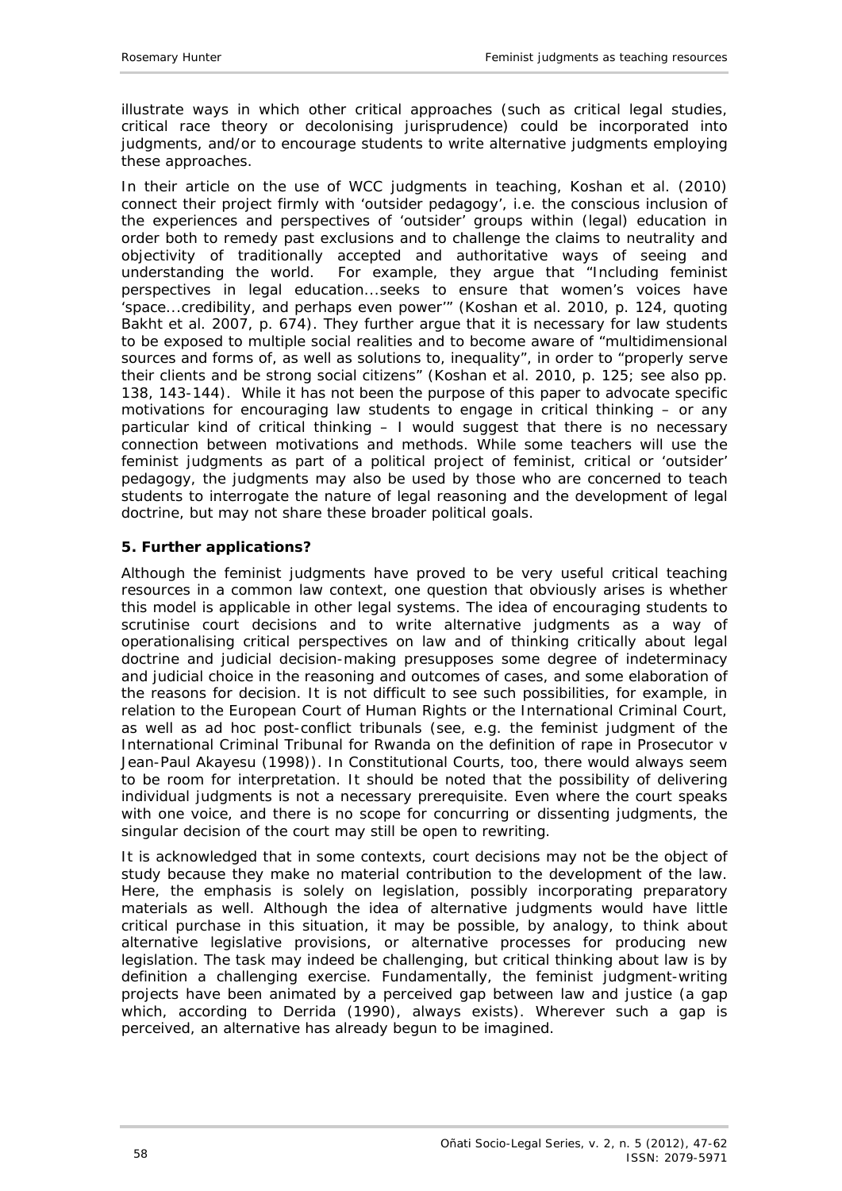illustrate ways in which other critical approaches (such as critical legal studies, critical race theory or decolonising jurisprudence) could be incorporated into judgments, and/or to encourage students to write alternative judgments employing these approaches.

In their article on the use of WCC judgments in teaching, Koshan et al. (2010) connect their project firmly with 'outsider pedagogy', i.e. the conscious inclusion of the experiences and perspectives of 'outsider' groups within (legal) education in order both to remedy past exclusions and to challenge the claims to neutrality and objectivity of traditionally accepted and authoritative ways of seeing and understanding the world. For example, they argue that "Including feminist perspectives in legal education...seeks to ensure that women's voices have 'space...credibility, and perhaps even power'" (Koshan et al. 2010, p. 124, quoting Bakht et al. 2007, p. 674). They further argue that it is necessary for law students to be exposed to multiple social realities and to become aware of "multidimensional sources and forms of, as well as solutions to, inequality", in order to "properly serve their clients and be strong social citizens" (Koshan et al. 2010, p. 125; see also pp. 138, 143-144). While it has not been the purpose of this paper to advocate specific motivations for encouraging law students to engage in critical thinking – or any particular kind of critical thinking – I would suggest that there is no necessary connection between motivations and methods. While some teachers will use the feminist judgments as part of a political project of feminist, critical or 'outsider' pedagogy, the judgments may also be used by those who are concerned to teach students to interrogate the nature of legal reasoning and the development of legal doctrine, but may not share these broader political goals.

**5. Further applications?**

Although the feminist judgments have proved to be very useful critical teaching resources in a common law context, one question that obviously arises is whether this model is applicable in other legal systems. The idea of encouraging students to scrutinise court decisions and to write alternative judgments as a way of operationalising critical perspectives on law and of thinking critically about legal doctrine and judicial decision-making presupposes some degree of indeterminacy and judicial choice in the reasoning and outcomes of cases, and some elaboration of the reasons for decision. It is not difficult to see such possibilities, for example, in relation to the European Court of Human Rights or the International Criminal Court, as well as ad hoc post-conflict tribunals (see, e.g. the feminist judgment of the International Criminal Tribunal for Rwanda on the definition of rape in *Prosecutor v Jean-Paul Akayesu* (1998)). In Constitutional Courts, too, there would always seem to be room for interpretation. It should be noted that the possibility of delivering individual judgments is not a necessary prerequisite. Even where the court speaks with one voice, and there is no scope for concurring or dissenting judgments, the singular decision of the court may still be open to rewriting.

It is acknowledged that in some contexts, court decisions may not be the object of study because they make no material contribution to the development of the law. Here, the emphasis is solely on legislation, possibly incorporating preparatory materials as well. Although the idea of alternative judgments would have little critical purchase in this situation, it may be possible, by analogy, to think about alternative legislative provisions, or alternative processes for producing new legislation. The task may indeed be challenging, but critical thinking about law is by definition a challenging exercise. Fundamentally, the feminist judgment-writing projects have been animated by a perceived gap between law and justice (a gap which, according to Derrida (1990), always exists). Wherever such a gap is perceived, an alternative has already begun to be imagined.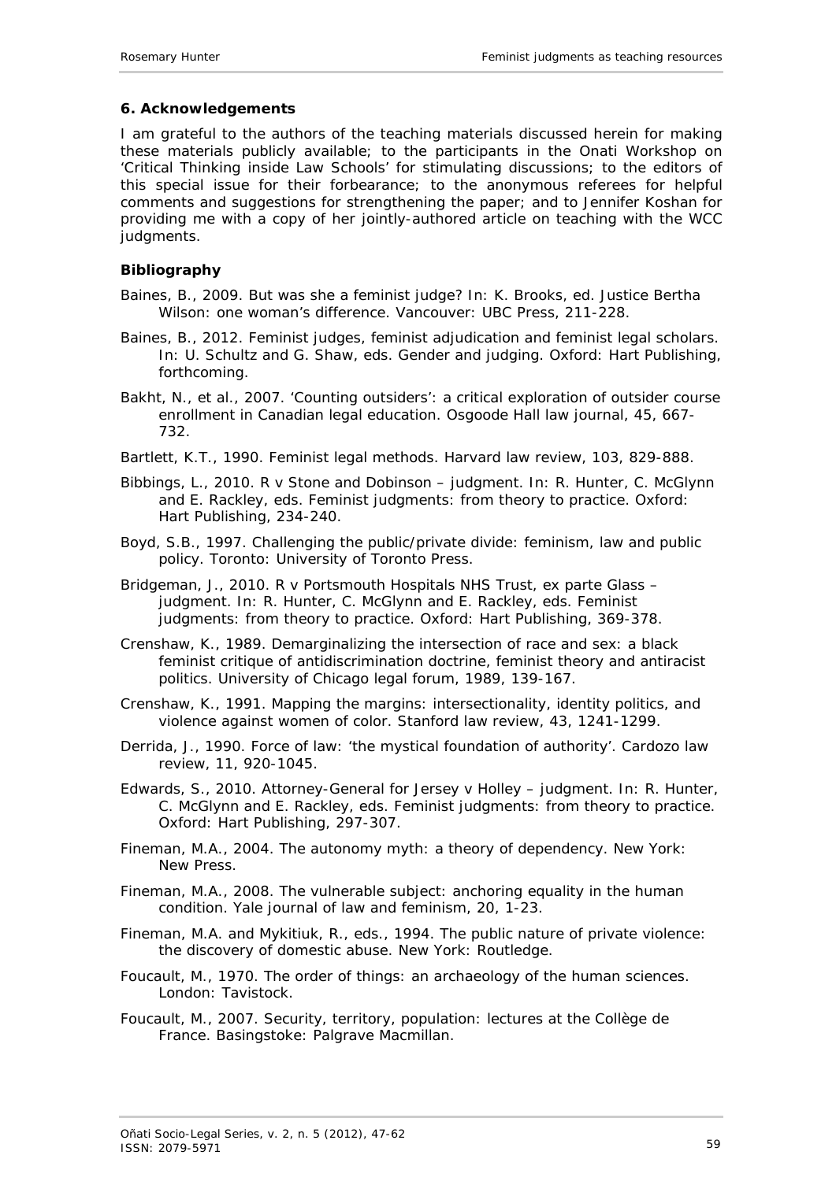### 6. Acknowledgements

I am grateful to the authors of the teaching materials discussed herein for making these materials publicly available; to the participants in the Onati Workshop on 'Critical Thinking inside Law Schools' for stimulating discussions; to the editors of this special issue for their forbearance; to the anonymous referees for helpful comments and suggestions for strengthening the paper; and to Jennifer Koshan for providing me with a copy of her jointly-authored article on teaching with the WCC judgments.

### Bibliography

Baines, B., 2009. But was she a feminist judge? In: K. Brooks, ed. *Justice Bertha Wilson: one woman's difference*. Vancouver: UBC Press, 211-228.

Baines, B., 2012. Feminist judges, feminist adjudication and feminist legal scholars. In: U. Schultz and G. Shaw, eds. *Gender and judging*. Oxford: Hart Publishing, forthcoming.

Bakht, N., et al., 2007. 'Counting outsiders': a critical exploration of outsider course enrollment in Canadian legal education. *Osgoode Hall law journal*, 45, 667-732.

Bartlett, K.T., 1990. Feminist legal methods. *Harvard law review*, 103, 829-888.

Bibbings, L., 2010. R v Stone and Dobinson – judgment. In: R. Hunter, C. McGlynn and E. Rackley, eds. *Feminist judgments: from theory to practice*. Oxford: Hart Publishing, 234-240.

Boyd, S.B., 1997. *Challenging the public/private divide: feminism, law and public policy*. Toronto: University of Toronto Press.

Bridgeman, J., 2010. R v Portsmouth Hospitals NHS Trust, ex parte Glass – judgment. In: R. Hunter, C. McGlynn and E. Rackley, eds. *Feminist judgments: from theory to practice*. Oxford: Hart Publishing, 369-378.

Crenshaw, K., 1989. Demarginalizing the intersection of race and sex: a black feminist critique of antidiscrimination doctrine, feminist theory and antiracist politics. *University of Chicago legal forum*, 1989, 139-167.

Crenshaw, K., 1991. Mapping the margins: intersectionality, identity politics, and violence against women of color. *Stanford law review*, 43, 1241-1299.

Derrida, J., 1990. Force of law: 'the mystical foundation of authority'. *Cardozo law review*, 11, 920-1045.

Edwards, S., 2010. Attorney-General for Jersey v Holley – judgment. In: R. Hunter, C. McGlynn and E. Rackley, eds. *Feminist judgments: from theory to practice*. Oxford: Hart Publishing, 297-307.

Fineman, M.A., 2004. *The autonomy myth: a theory of dependency*. New York: New Press.

Fineman, M.A., 2008. The vulnerable subject: anchoring equality in the human condition. *Yale journal of law and feminism*, 20, 1-23.

Fineman, M.A. and Mykitiuk, R., eds., 1994. *The public nature of private violence: the discovery of domestic abuse*. New York: Routledge.

Foucault, M., 1970. *The order of things: an archaeology of the human sciences*. London: Tavistock.

Foucault, M., 2007. *Security, territory, population: lectures at the Collège de France*. Basingstoke: Palgrave Macmillan.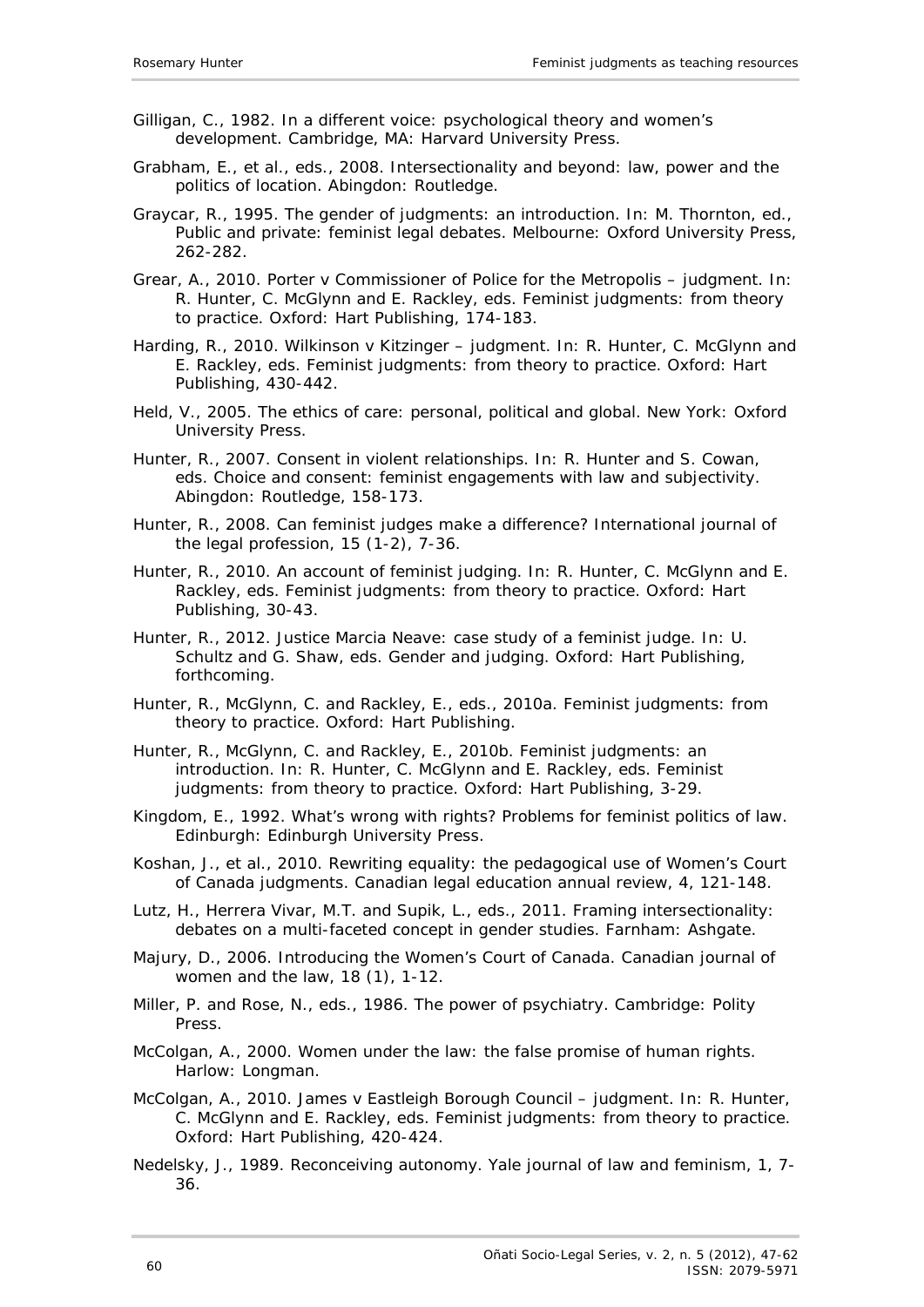Gilligan, C., 1982. *In a different voice: psychological theory and women's development*. Cambridge, MA: Harvard University Press.

Grabham, E., et al., eds., 2008. *Intersectionality and beyond: law, power and the politics of location*. Abingdon: Routledge.

Graycar, R., 1995. The gender of judgments: an introduction. *In*: M. Thornton, ed., *Public and private: feminist legal debates*. Melbourne: Oxford University Press, 262-282.

Grear, A., 2010. Porter v Commissioner of Police for the Metropolis – judgment. *In*: R. Hunter, C. McGlynn and E. Rackley, eds. *Feminist judgments: from theory to practice*. Oxford: Hart Publishing, 174-183.

Harding, R., 2010. Wilkinson v Kitzinger – judgment. *In*: R. Hunter, C. McGlynn and E. Rackley, eds. *Feminist judgments: from theory to practice*. Oxford: Hart Publishing, 430-442.

Held, V., 2005. *The ethics of care: personal, political and global*. New York: Oxford University Press.

Hunter, R., 2007. Consent in violent relationships. *In*: R. Hunter and S. Cowan, eds. *Choice and consent: feminist engagements with law and subjectivity*. Abingdon: Routledge, 158-173.

Hunter, R., 2008. Can feminist judges make a difference? *International journal of the legal profession*, 15 (1-2), 7-36.

Hunter, R., 2010. An account of feminist judging. *In*: R. Hunter, C. McGlynn and E. Rackley, eds. *Feminist judgments: from theory to practice*. Oxford: Hart Publishing, 30-43.

Hunter, R., 2012. Justice Marcia Neave: case study of a feminist judge. *In*: U. Schultz and G. Shaw, eds. *Gender and judging*. Oxford: Hart Publishing, forthcoming.

Hunter, R., McGlynn, C. and Rackley, E., eds., 2010a. *Feminist judgments: from theory to practice*. Oxford: Hart Publishing.

Hunter, R., McGlynn, C. and Rackley, E., 2010b. Feminist judgments: an introduction. *In*: R. Hunter, C. McGlynn and E. Rackley, eds. *Feminist judgments: from theory to practice*. Oxford: Hart Publishing, 3-29.

Kingdom, E., 1992. *What's wrong with rights? Problems for feminist politics of law*. Edinburgh: Edinburgh University Press.

Koshan, J., et al., 2010. Rewriting equality: the pedagogical use of Women's Court of Canada judgments. *Canadian legal education annual review*, 4, 121-148.

Lutz, H., Herrera Vivar, M.T. and Supik, L., eds., 2011. *Framing intersectionality: debates on a multi-faceted concept in gender studies*. Farnham: Ashgate.

Majury, D., 2006. Introducing the Women's Court of Canada. *Canadian journal of women and the law*, 18 (1), 1-12.

Miller, P. and Rose, N., eds., 1986. *The power of psychiatry*. Cambridge: Polity Press.

McColgan, A., 2000. *Women under the law: the false promise of human rights*. Harlow: Longman.

McColgan, A., 2010. James v Eastleigh Borough Council – judgment. *In*: R. Hunter, C. McGlynn and E. Rackley, eds. *Feminist judgments: from theory to practice*. Oxford: Hart Publishing, 420-424.

Nedelsky, J., 1989. Reconceiving autonomy. *Yale journal of law and feminism*, 1, 7-36.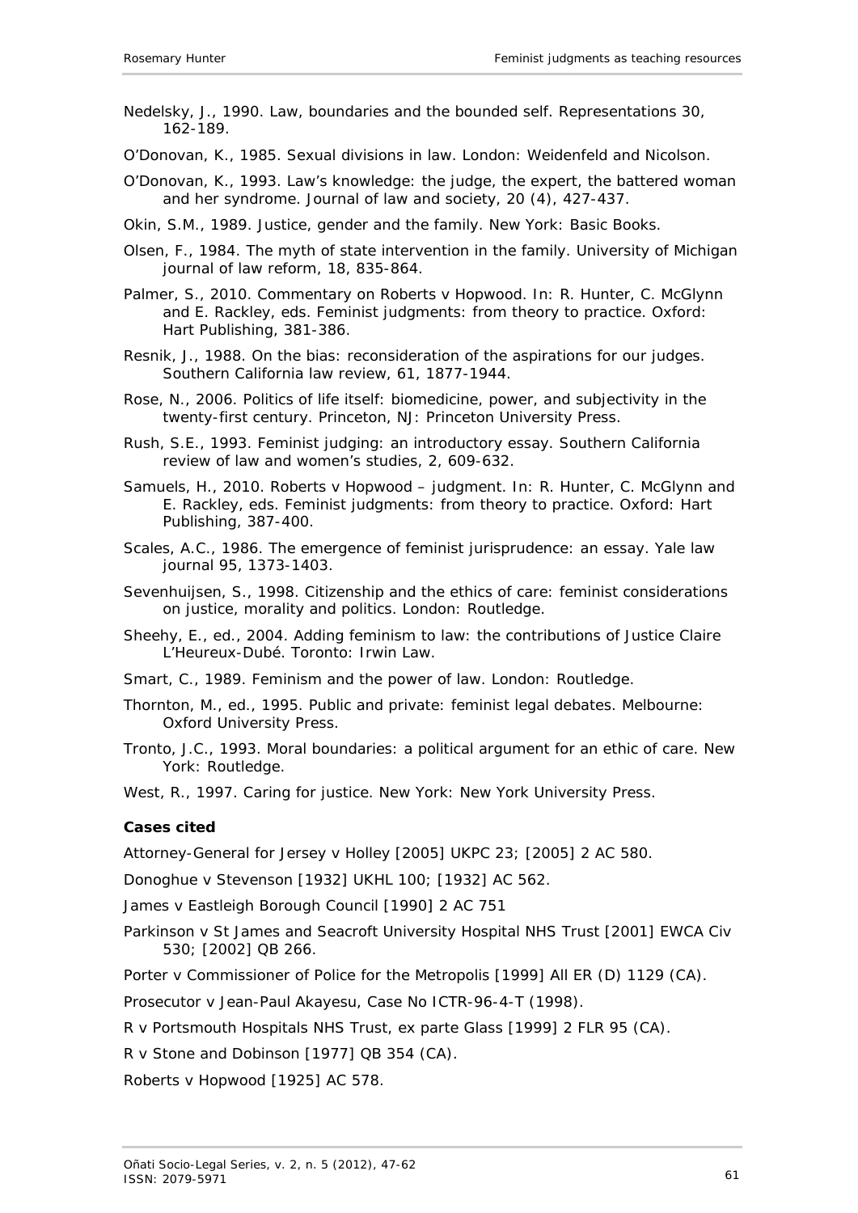Nedelsky, J., 1990. Law, boundaries and the bounded self. Representations 30, 162-189.

O'Donovan, K., 1985. Sexual divisions in law. London: Weidenfeld and Nicolson.

O'Donovan, K., 1993. Law's knowledge: the judge, the expert, the battered woman and her syndrome. Journal of law and society, 20 (4), 427-437.

Okin, S.M., 1989. Justice, gender and the family. New York: Basic Books.

Olsen, F., 1984. The myth of state intervention in the family. University of Michigan journal of law reform, 18, 835-864.

Palmer, S., 2010. Commentary on Roberts v Hopwood. In: R. Hunter, C. McGlynn and E. Rackley, eds. Feminist judgments: from theory to practice. Oxford: Hart Publishing, 381-386.

Resnik, J., 1988. On the bias: reconsideration of the aspirations for our judges. Southern California law review, 61, 1877-1944.

Rose, N., 2006. Politics of life itself: biomedicine, power, and subjectivity in the twenty-first century. Princeton, NJ: Princeton University Press.

Rush, S.E., 1993. Feminist judging: an introductory essay. Southern California review of law and women's studies, 2, 609-632.

Samuels, H., 2010. Roberts v Hopwood – judgment. In: R. Hunter, C. McGlynn and E. Rackley, eds. Feminist judgments: from theory to practice. Oxford: Hart Publishing, 387-400.

Scales, A.C., 1986. The emergence of feminist jurisprudence: an essay. Yale law journal 95, 1373-1403.

Sevenhuijsen, S., 1998. Citizenship and the ethics of care: feminist considerations on justice, morality and politics. London: Routledge.

Sheehy, E., ed., 2004. Adding feminism to law: the contributions of Justice Claire L'Heureux-Dubé. Toronto: Irwin Law.

Smart, C., 1989. Feminism and the power of law. London: Routledge.

Thornton, M., ed., 1995. Public and private: feminist legal debates. Melbourne: Oxford University Press.

Tronto, J.C., 1993. Moral boundaries: a political argument for an ethic of care. New York: Routledge.

West, R., 1997. Caring for justice. New York: New York University Press.

**Cases cited**

Attorney-General for Jersey v Holley [2005] UKPC 23; [2005] 2 AC 580.

Donoghue v Stevenson [1932] UKHL 100; [1932] AC 562.

James v Eastleigh Borough Council [1990] 2 AC 751

Parkinson v St James and Seacroft University Hospital NHS Trust [2001] EWCA Civ 530; [2002] QB 266.

Porter v Commissioner of Police for the Metropolis [1999] All ER (D) 1129 (CA).

Prosecutor v Jean-Paul Akayesu, Case No ICTR-96-4-T (1998).

R v Portsmouth Hospitals NHS Trust, ex parte Glass [1999] 2 FLR 95 (CA).

R v Stone and Dobinson [1977] QB 354 (CA).

Roberts v Hopwood [1925] AC 578.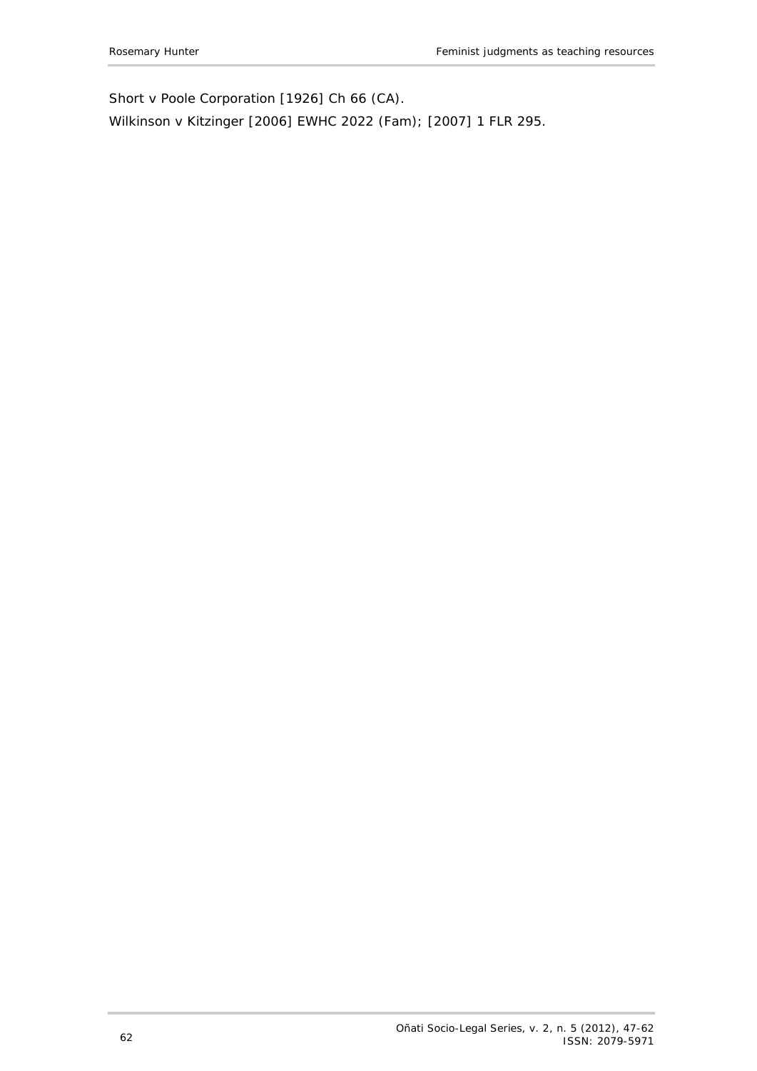Short v Poole Corporation [1926] Ch 66 (CA).

Wilkinson v Kitzinger [2006] EWHC 2022 (Fam); [2007] 1 FLR 295.